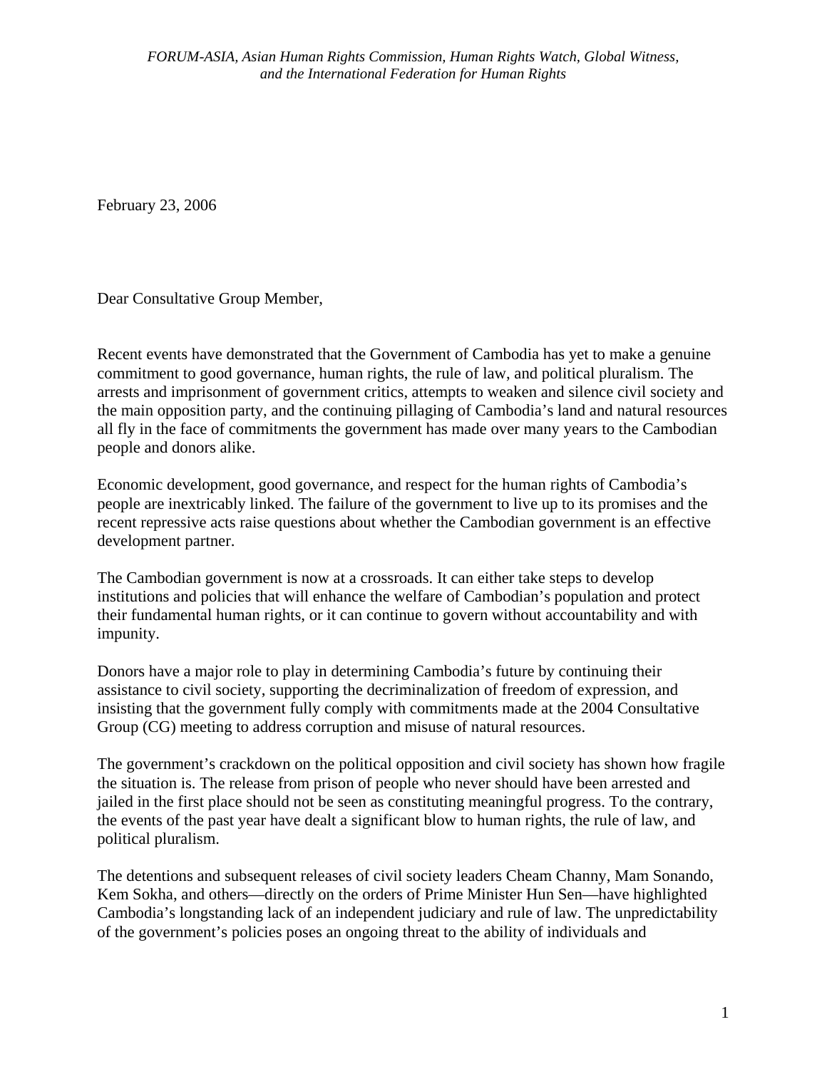*FORUM-ASIA, Asian Human Rights Commission, Human Rights Watch, Global Witness, and the International Federation for Human Rights*

February 23, 2006

Dear Consultative Group Member,

Recent events have demonstrated that the Government of Cambodia has yet to make a genuine commitment to good governance, human rights, the rule of law, and political pluralism. The arrests and imprisonment of government critics, attempts to weaken and silence civil society and the main opposition party, and the continuing pillaging of Cambodia's land and natural resources all fly in the face of commitments the government has made over many years to the Cambodian people and donors alike.

Economic development, good governance, and respect for the human rights of Cambodia's people are inextricably linked. The failure of the government to live up to its promises and the recent repressive acts raise questions about whether the Cambodian government is an effective development partner.

The Cambodian government is now at a crossroads. It can either take steps to develop institutions and policies that will enhance the welfare of Cambodian's population and protect their fundamental human rights, or it can continue to govern without accountability and with impunity.

Donors have a major role to play in determining Cambodia's future by continuing their assistance to civil society, supporting the decriminalization of freedom of expression, and insisting that the government fully comply with commitments made at the 2004 Consultative Group (CG) meeting to address corruption and misuse of natural resources.

The government's crackdown on the political opposition and civil society has shown how fragile the situation is. The release from prison of people who never should have been arrested and jailed in the first place should not be seen as constituting meaningful progress. To the contrary, the events of the past year have dealt a significant blow to human rights, the rule of law, and political pluralism.

The detentions and subsequent releases of civil society leaders Cheam Channy, Mam Sonando, Kem Sokha, and others—directly on the orders of Prime Minister Hun Sen—have highlighted Cambodia's longstanding lack of an independent judiciary and rule of law. The unpredictability of the government's policies poses an ongoing threat to the ability of individuals and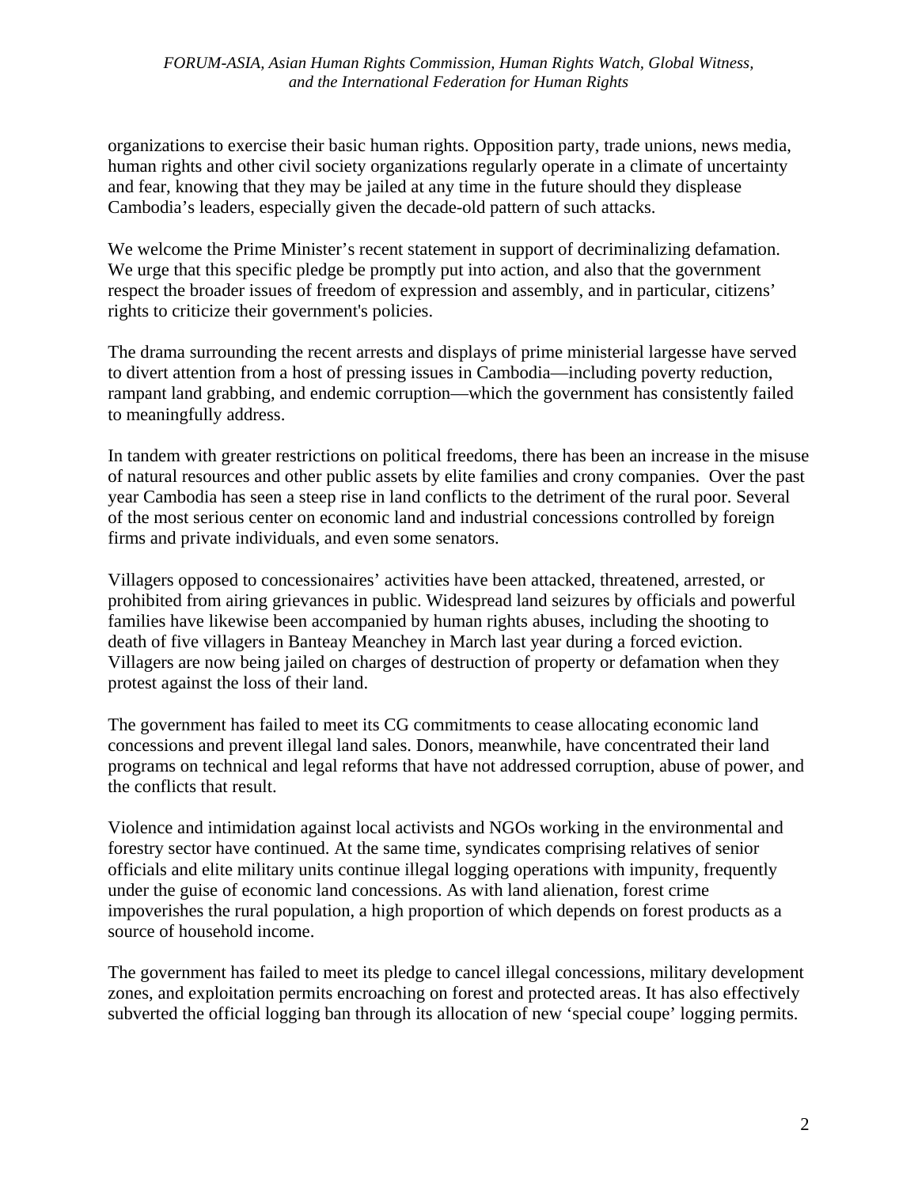organizations to exercise their basic human rights. Opposition party, trade unions, news media, human rights and other civil society organizations regularly operate in a climate of uncertainty and fear, knowing that they may be jailed at any time in the future should they displease Cambodia's leaders, especially given the decade-old pattern of such attacks.

We welcome the Prime Minister's recent statement in support of decriminalizing defamation. We urge that this specific pledge be promptly put into action, and also that the government respect the broader issues of freedom of expression and assembly, and in particular, citizens' rights to criticize their government's policies.

The drama surrounding the recent arrests and displays of prime ministerial largesse have served to divert attention from a host of pressing issues in Cambodia—including poverty reduction, rampant land grabbing, and endemic corruption—which the government has consistently failed to meaningfully address.

In tandem with greater restrictions on political freedoms, there has been an increase in the misuse of natural resources and other public assets by elite families and crony companies. Over the past year Cambodia has seen a steep rise in land conflicts to the detriment of the rural poor. Several of the most serious center on economic land and industrial concessions controlled by foreign firms and private individuals, and even some senators.

Villagers opposed to concessionaires' activities have been attacked, threatened, arrested, or prohibited from airing grievances in public. Widespread land seizures by officials and powerful families have likewise been accompanied by human rights abuses, including the shooting to death of five villagers in Banteay Meanchey in March last year during a forced eviction. Villagers are now being jailed on charges of destruction of property or defamation when they protest against the loss of their land.

The government has failed to meet its CG commitments to cease allocating economic land concessions and prevent illegal land sales. Donors, meanwhile, have concentrated their land programs on technical and legal reforms that have not addressed corruption, abuse of power, and the conflicts that result.

Violence and intimidation against local activists and NGOs working in the environmental and forestry sector have continued. At the same time, syndicates comprising relatives of senior officials and elite military units continue illegal logging operations with impunity, frequently under the guise of economic land concessions. As with land alienation, forest crime impoverishes the rural population, a high proportion of which depends on forest products as a source of household income.

The government has failed to meet its pledge to cancel illegal concessions, military development zones, and exploitation permits encroaching on forest and protected areas. It has also effectively subverted the official logging ban through its allocation of new 'special coupe' logging permits.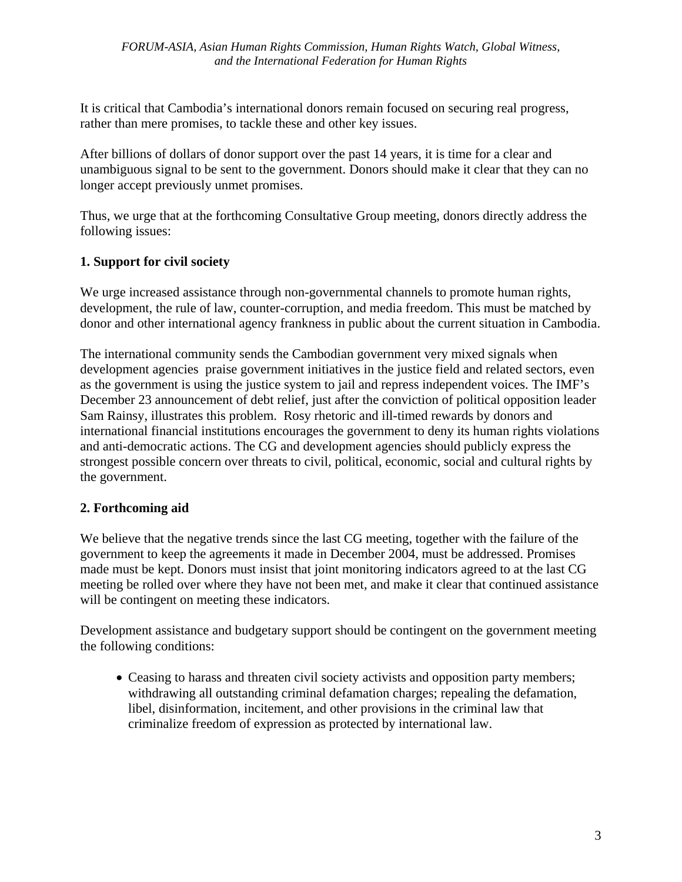It is critical that Cambodia's international donors remain focused on securing real progress, rather than mere promises, to tackle these and other key issues.

After billions of dollars of donor support over the past 14 years, it is time for a clear and unambiguous signal to be sent to the government. Donors should make it clear that they can no longer accept previously unmet promises.

Thus, we urge that at the forthcoming Consultative Group meeting, donors directly address the following issues:

**1. Support for civil society**

We urge increased assistance through non-governmental channels to promote human rights, development, the rule of law, counter-corruption, and media freedom. This must be matched by donor and other international agency frankness in public about the current situation in Cambodia.

The international community sends the Cambodian government very mixed signals when development agencies praise government initiatives in the justice field and related sectors, even as the government is using the justice system to jail and repress independent voices. The IMF's December 23 announcement of debt relief, just after the conviction of political opposition leader Sam Rainsy, illustrates this problem. Rosy rhetoric and ill-timed rewards by donors and international financial institutions encourages the government to deny its human rights violations and anti-democratic actions. The CG and development agencies should publicly express the strongest possible concern over threats to civil, political, economic, social and cultural rights by the government.

**2. Forthcoming aid**

We believe that the negative trends since the last CG meeting, together with the failure of the government to keep the agreements it made in December 2004, must be addressed. Promises made must be kept. Donors must insist that joint monitoring indicators agreed to at the last CG meeting be rolled over where they have not been met, and make it clear that continued assistance will be contingent on meeting these indicators.

Development assistance and budgetary support should be contingent on the government meeting the following conditions:

- Ceasing to harass and threaten civil society activists and opposition party members; withdrawing all outstanding criminal defamation charges; repealing the defamation, libel, disinformation, incitement, and other provisions in the criminal law that criminalize freedom of expression as protected by international law.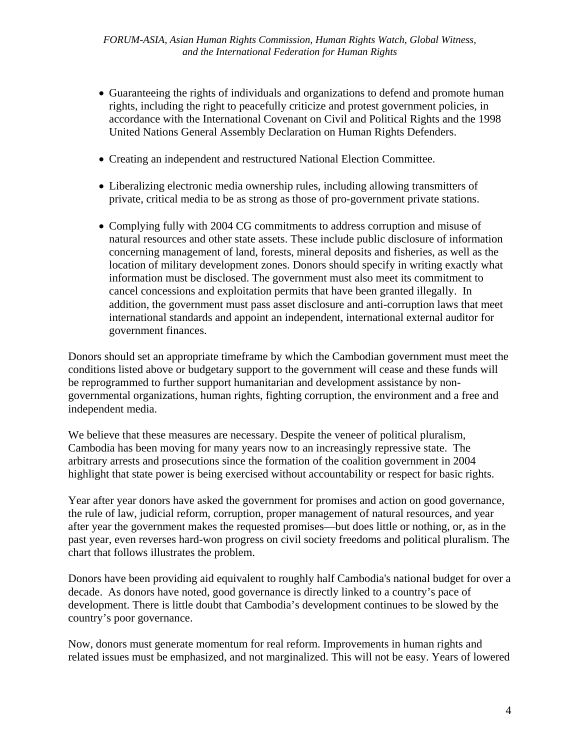- Guaranteeing the rights of individuals and organizations to defend and promote human rights, including the right to peacefully criticize and protest government policies, in accordance with the International Covenant on Civil and Political Rights and the 1998 United Nations General Assembly Declaration on Human Rights Defenders.

- Creating an independent and restructured National Election Committee.

- Liberalizing electronic media ownership rules, including allowing transmitters of private, critical media to be as strong as those of pro-government private stations.

- Complying fully with 2004 CG commitments to address corruption and misuse of natural resources and other state assets. These include public disclosure of information concerning management of land, forests, mineral deposits and fisheries, as well as the location of military development zones. Donors should specify in writing exactly what information must be disclosed. The government must also meet its commitment to cancel concessions and exploitation permits that have been granted illegally. In addition, the government must pass asset disclosure and anti-corruption laws that meet international standards and appoint an independent, international external auditor for government finances.

Donors should set an appropriate timeframe by which the Cambodian government must meet the conditions listed above or budgetary support to the government will cease and these funds will be reprogrammed to further support humanitarian and development assistance by non-governmental organizations, human rights, fighting corruption, the environment and a free and independent media.

We believe that these measures are necessary. Despite the veneer of political pluralism, Cambodia has been moving for many years now to an increasingly repressive state. The arbitrary arrests and prosecutions since the formation of the coalition government in 2004 highlight that state power is being exercised without accountability or respect for basic rights.

Year after year donors have asked the government for promises and action on good governance, the rule of law, judicial reform, corruption, proper management of natural resources, and year after year the government makes the requested promises—but does little or nothing, or, as in the past year, even reverses hard-won progress on civil society freedoms and political pluralism. The chart that follows illustrates the problem.

Donors have been providing aid equivalent to roughly half Cambodia's national budget for over a decade. As donors have noted, good governance is directly linked to a country's pace of development. There is little doubt that Cambodia's development continues to be slowed by the country's poor governance.

Now, donors must generate momentum for real reform. Improvements in human rights and related issues must be emphasized, and not marginalized. This will not be easy. Years of lowered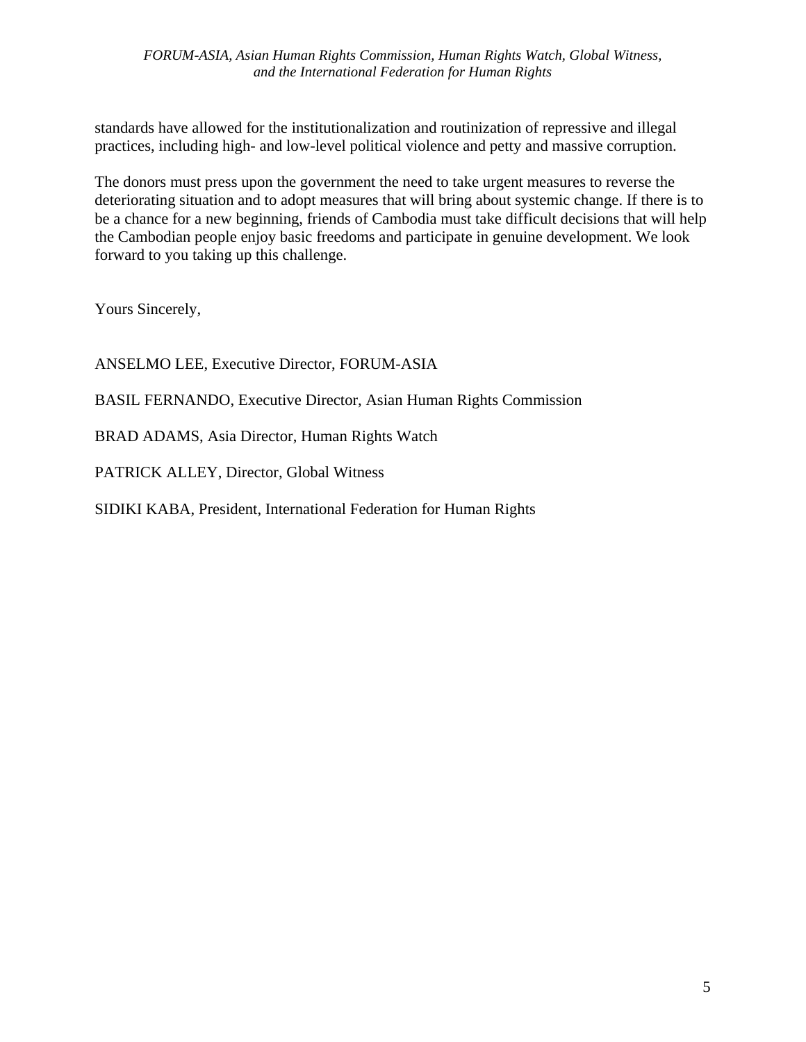standards have allowed for the institutionalization and routinization of repressive and illegal practices, including high- and low-level political violence and petty and massive corruption.

The donors must press upon the government the need to take urgent measures to reverse the deteriorating situation and to adopt measures that will bring about systemic change. If there is to be a chance for a new beginning, friends of Cambodia must take difficult decisions that will help the Cambodian people enjoy basic freedoms and participate in genuine development. We look forward to you taking up this challenge.

Yours Sincerely,

ANSELMO LEE, Executive Director, FORUM-ASIA

BASIL FERNANDO, Executive Director, Asian Human Rights Commission

BRAD ADAMS, Asia Director, Human Rights Watch

PATRICK ALLEY, Director, Global Witness

SIDIKI KABA, President, International Federation for Human Rights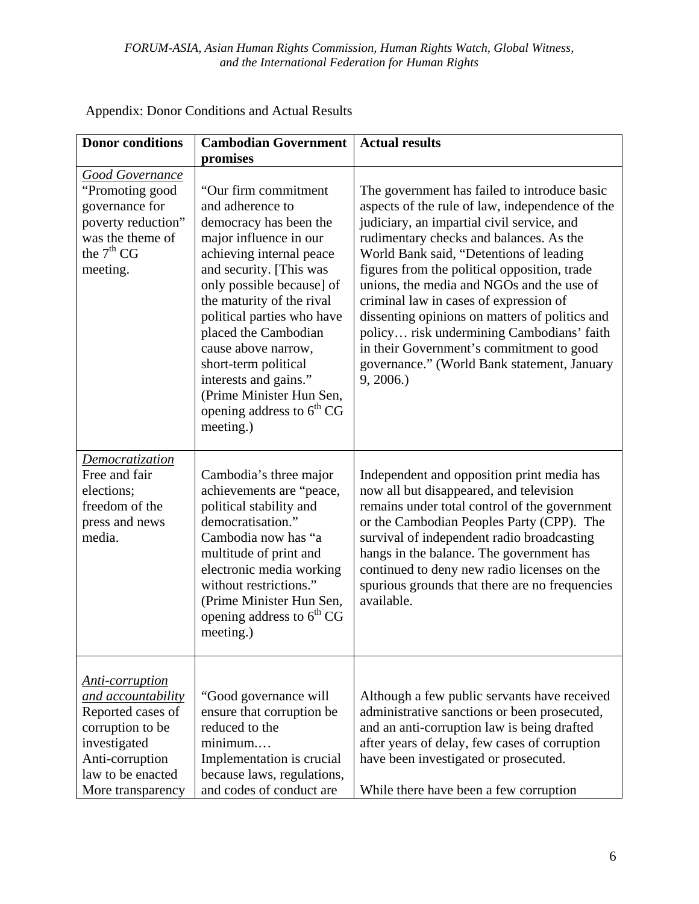Appendix: Donor Conditions and Actual Results

| Donor conditions | Cambodian Government promises | Actual results |
|---|---|---|
| *Good Governance* "Promoting good governance for poverty reduction" was the theme of the 7th CG meeting. | "Our firm commitment and adherence to democracy has been the major influence in our achieving internal peace and security. [This was only possible because] of the maturity of the rival political parties who have placed the Cambodian cause above narrow, short-term political interests and gains." (Prime Minister Hun Sen, opening address to 6th CG meeting.) | The government has failed to introduce basic aspects of the rule of law, independence of the judiciary, an impartial civil service, and rudimentary checks and balances. As the World Bank said, "Detentions of leading figures from the political opposition, trade unions, the media and NGOs and the use of criminal law in cases of expression of dissenting opinions on matters of politics and policy… risk undermining Cambodians' faith in their Government's commitment to good governance." (World Bank statement, January 9, 2006.) |
| *Democratization* Free and fair elections; freedom of the press and news media. | Cambodia's three major achievements are "peace, political stability and democratisation." Cambodia now has "a multitude of print and electronic media working without restrictions." (Prime Minister Hun Sen, opening address to 6th CG meeting.) | Independent and opposition print media has now all but disappeared, and television remains under total control of the government or the Cambodian Peoples Party (CPP). The survival of independent radio broadcasting hangs in the balance. The government has continued to deny new radio licenses on the spurious grounds that there are no frequencies available. |
| *Anti-corruption and accountability* Reported cases of corruption to be investigated Anti-corruption law to be enacted More transparency | "Good governance will ensure that corruption be reduced to the minimum.… Implementation is crucial because laws, regulations, and codes of conduct are | Although a few public servants have received administrative sanctions or been prosecuted, and an anti-corruption law is being drafted after years of delay, few cases of corruption have been investigated or prosecuted.<br><br>While there have been a few corruption |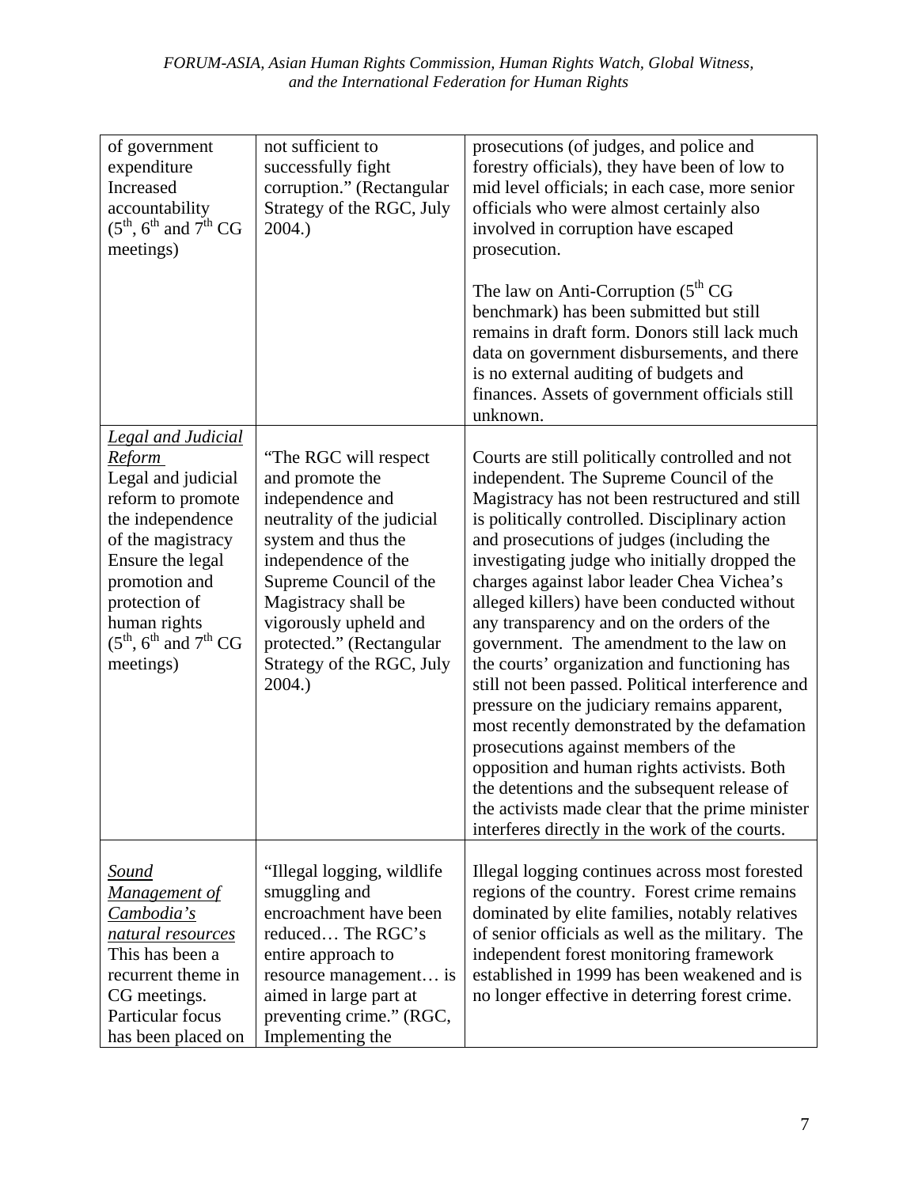| | | |
|---|---|---|
| of government expenditure Increased accountability (5th, 6th and 7th CG meetings) | not sufficient to successfully fight corruption." (Rectangular Strategy of the RGC, July 2004.) | prosecutions (of judges, and police and forestry officials), they have been of low to mid level officials; in each case, more senior officials who were almost certainly also involved in corruption have escaped prosecution.<br><br>The law on Anti-Corruption (5th CG benchmark) has been submitted but still remains in draft form. Donors still lack much data on government disbursements, and there is no external auditing of budgets and finances. Assets of government officials still unknown. |
| *Legal and Judicial Reform* Legal and judicial reform to promote the independence of the magistracy Ensure the legal promotion and protection of human rights (5th, 6th and 7th CG meetings) | "The RGC will respect and promote the independence and neutrality of the judicial system and thus the independence of the Supreme Council of the Magistracy shall be vigorously upheld and protected." (Rectangular Strategy of the RGC, July 2004.) | Courts are still politically controlled and not independent. The Supreme Council of the Magistracy has not been restructured and still is politically controlled. Disciplinary action and prosecutions of judges (including the investigating judge who initially dropped the charges against labor leader Chea Vichea's alleged killers) have been conducted without any transparency and on the orders of the government. The amendment to the law on the courts' organization and functioning has still not been passed. Political interference and pressure on the judiciary remains apparent, most recently demonstrated by the defamation prosecutions against members of the opposition and human rights activists. Both the detentions and the subsequent release of the activists made clear that the prime minister interferes directly in the work of the courts. |
| *Sound Management of Cambodia's natural resources* This has been a recurrent theme in CG meetings. Particular focus has been placed on | "Illegal logging, wildlife smuggling and encroachment have been reduced… The RGC's entire approach to resource management… is aimed in large part at preventing crime." (RGC, Implementing the | Illegal logging continues across most forested regions of the country. Forest crime remains dominated by elite families, notably relatives of senior officials as well as the military. The independent forest monitoring framework established in 1999 has been weakened and is no longer effective in deterring forest crime. |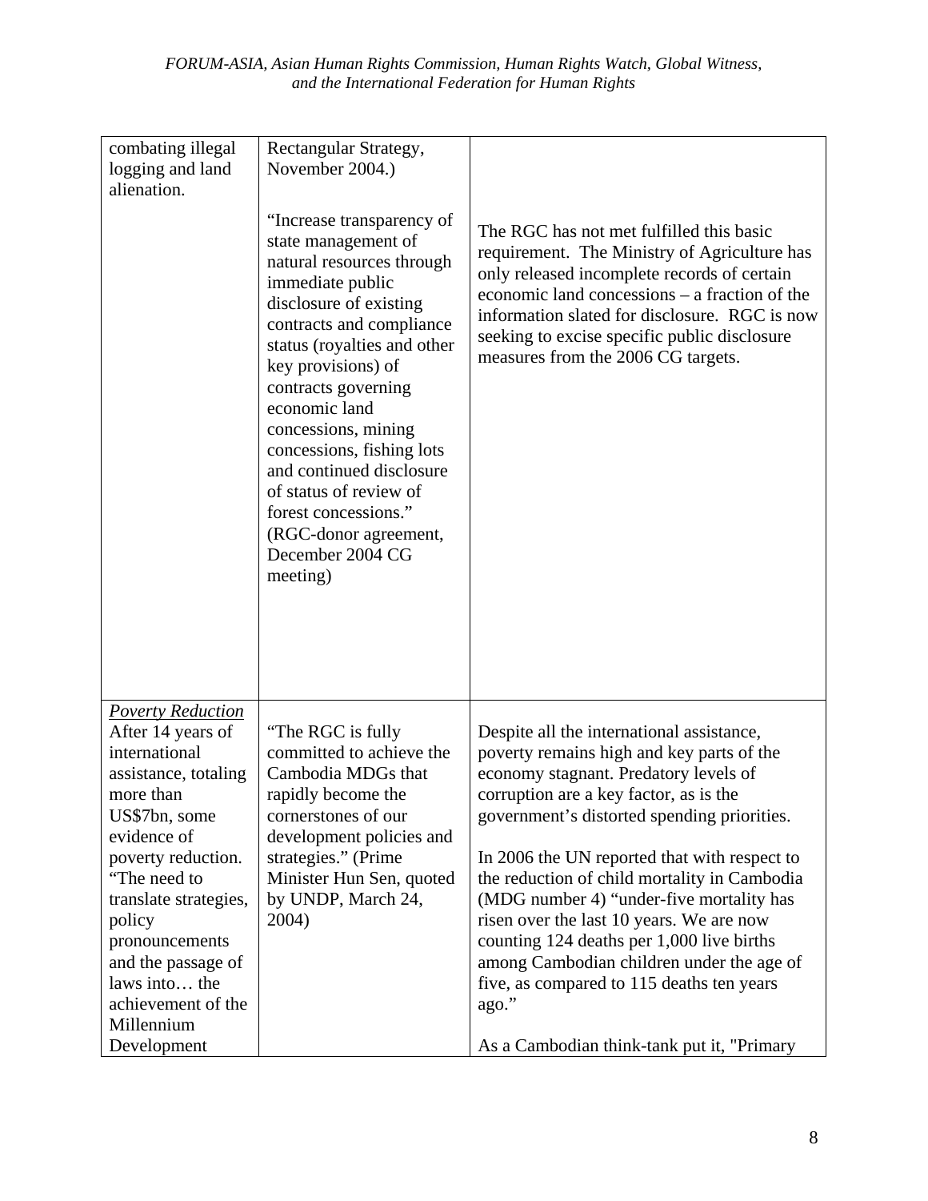| | | |
|---|---|---|
| combating illegal logging and land alienation. | Rectangular Strategy, November 2004.)<br><br>"Increase transparency of state management of natural resources through immediate public disclosure of existing contracts and compliance status (royalties and other key provisions) of contracts governing economic land concessions, mining concessions, fishing lots and continued disclosure of status of review of forest concessions." (RGC-donor agreement, December 2004 CG meeting) | The RGC has not met fulfilled this basic requirement. The Ministry of Agriculture has only released incomplete records of certain economic land concessions – a fraction of the information slated for disclosure. RGC is now seeking to excise specific public disclosure measures from the 2006 CG targets. |
| *Poverty Reduction*<br>After 14 years of international assistance, totaling more than US$7bn, some evidence of poverty reduction. "The need to translate strategies, policy pronouncements and the passage of laws into… the achievement of the Millennium Development | "The RGC is fully committed to achieve the Cambodia MDGs that rapidly become the cornerstones of our development policies and strategies." (Prime Minister Hun Sen, quoted by UNDP, March 24, 2004) | Despite all the international assistance, poverty remains high and key parts of the economy stagnant. Predatory levels of corruption are a key factor, as is the government's distorted spending priorities.<br><br>In 2006 the UN reported that with respect to the reduction of child mortality in Cambodia (MDG number 4) "under-five mortality has risen over the last 10 years. We are now counting 124 deaths per 1,000 live births among Cambodian children under the age of five, as compared to 115 deaths ten years ago."<br><br>As a Cambodian think-tank put it, "Primary |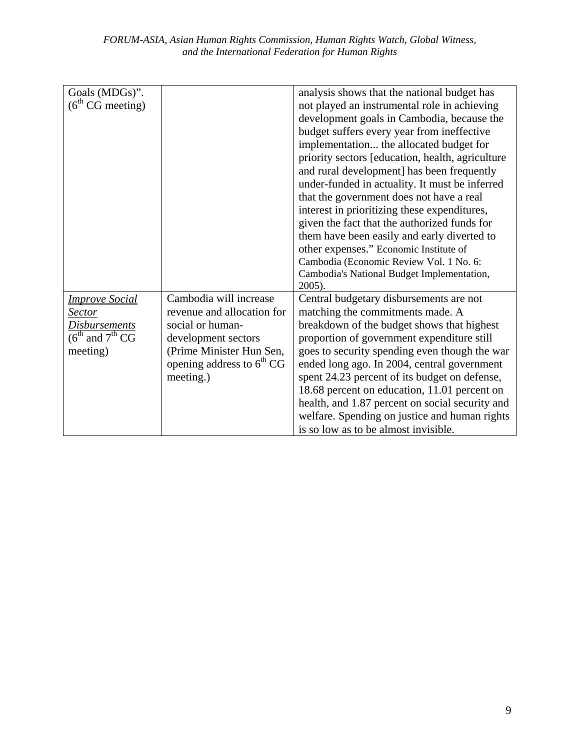| | | |
|---|---|---|
| Goals (MDGs)". (6th CG meeting) | | analysis shows that the national budget has not played an instrumental role in achieving development goals in Cambodia, because the budget suffers every year from ineffective implementation... the allocated budget for priority sectors [education, health, agriculture and rural development] has been frequently under-funded in actuality. It must be inferred that the government does not have a real interest in prioritizing these expenditures, given the fact that the authorized funds for them have been easily and early diverted to other expenses." Economic Institute of Cambodia (Economic Review Vol. 1 No. 6: Cambodia's National Budget Implementation, 2005). |
| ***Improve Social Sector Disbursements*** (6th and 7th CG meeting) | Cambodia will increase revenue and allocation for social or human-development sectors (Prime Minister Hun Sen, opening address to 6th CG meeting.) | Central budgetary disbursements are not matching the commitments made. A breakdown of the budget shows that highest proportion of government expenditure still goes to security spending even though the war ended long ago. In 2004, central government spent 24.23 percent of its budget on defense, 18.68 percent on education, 11.01 percent on health, and 1.87 percent on social security and welfare. Spending on justice and human rights is so low as to be almost invisible. |